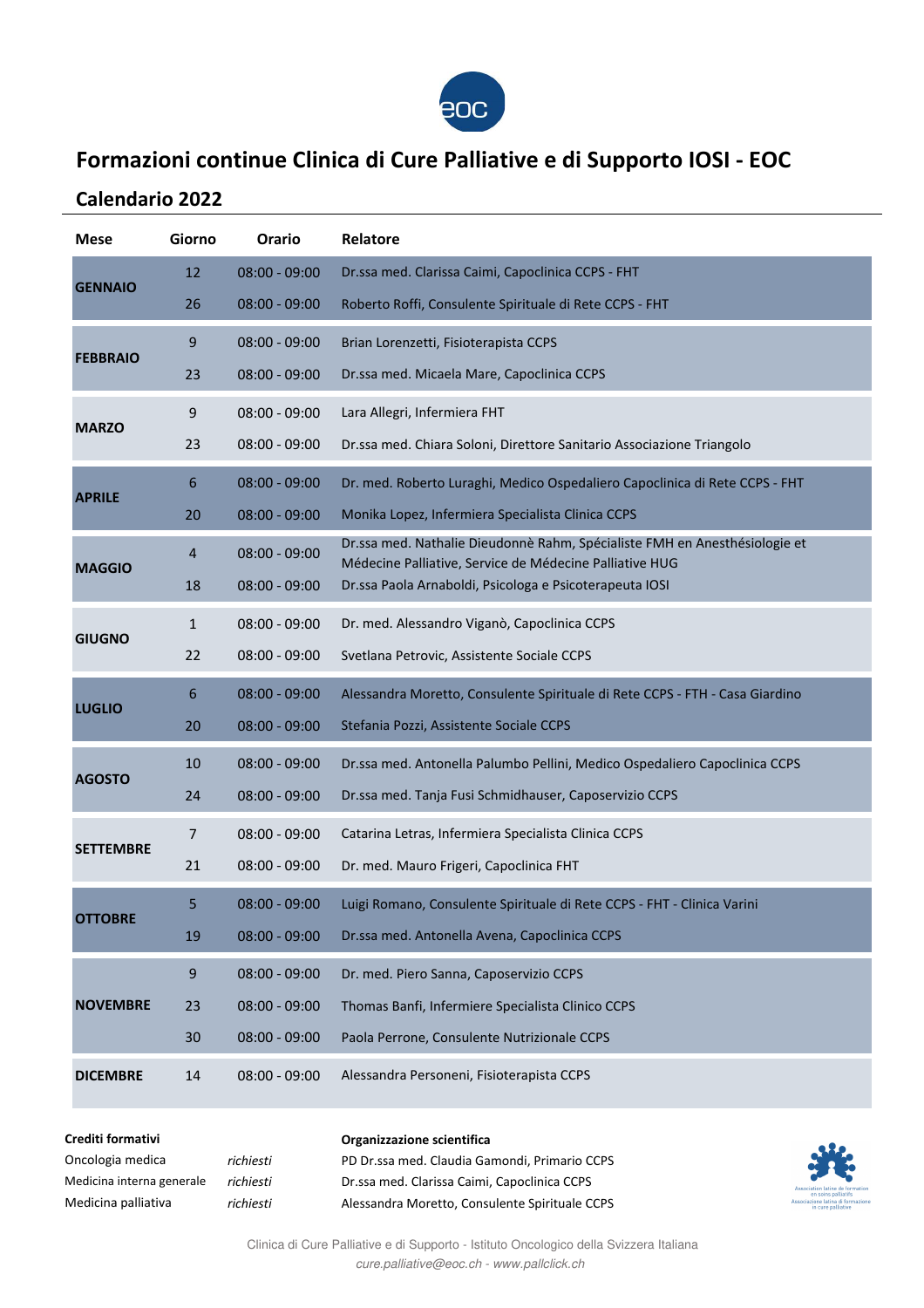# Formazioni continue Clinica di Cure Palliative e di Supporto IOSI - EOC

## Calendario 2022

| Mese | Giorno | Orario | Relatore |
|---|---|---|---|
| **GENNAIO** | 12 | 08:00 - 09:00 | Dr.ssa med. Clarissa Caimi, Capoclinica CCPS - FHT |
| | 26 | 08:00 - 09:00 | Roberto Roffi, Consulente Spirituale di Rete CCPS - FHT |
| **FEBBRAIO** | 9 | 08:00 - 09:00 | Brian Lorenzetti, Fisioterapista CCPS |
| | 23 | 08:00 - 09:00 | Dr.ssa med. Micaela Mare, Capoclinica CCPS |
| **MARZO** | 9 | 08:00 - 09:00 | Lara Allegri, Infermiera FHT |
| | 23 | 08:00 - 09:00 | Dr.ssa med. Chiara Soloni, Direttore Sanitario Associazione Triangolo |
| **APRILE** | 6 | 08:00 - 09:00 | Dr. med. Roberto Luraghi, Medico Ospedaliero Capoclinica di Rete CCPS - FHT |
| | 20 | 08:00 - 09:00 | Monika Lopez, Infermiera Specialista Clinica CCPS |
| **MAGGIO** | 4 | 08:00 - 09:00 | Dr.ssa med. Nathalie Dieudonnè Rahm, Spécialiste FMH en Anesthésiologie et Médecine Palliative, Service de Médecine Palliative HUG |
| | 18 | 08:00 - 09:00 | Dr.ssa Paola Arnaboldi, Psicologa e Psicoterapeuta IOSI |
| **GIUGNO** | 1 | 08:00 - 09:00 | Dr. med. Alessandro Viganò, Capoclinica CCPS |
| | 22 | 08:00 - 09:00 | Svetlana Petrovic, Assistente Sociale CCPS |
| **LUGLIO** | 6 | 08:00 - 09:00 | Alessandra Moretto, Consulente Spirituale di Rete CCPS - FTH - Casa Giardino |
| | 20 | 08:00 - 09:00 | Stefania Pozzi, Assistente Sociale CCPS |
| **AGOSTO** | 10 | 08:00 - 09:00 | Dr.ssa med. Antonella Palumbo Pellini, Medico Ospedaliero Capoclinica CCPS |
| | 24 | 08:00 - 09:00 | Dr.ssa med. Tanja Fusi Schmidhauser, Caposervizio CCPS |
| **SETTEMBRE** | 7 | 08:00 - 09:00 | Catarina Letras, Infermiera Specialista Clinica CCPS |
| | 21 | 08:00 - 09:00 | Dr. med. Mauro Frigeri, Capoclinica FHT |
| **OTTOBRE** | 5 | 08:00 - 09:00 | Luigi Romano, Consulente Spirituale di Rete CCPS - FHT - Clinica Varini |
| | 19 | 08:00 - 09:00 | Dr.ssa med. Antonella Avena, Capoclinica CCPS |
| **NOVEMBRE** | 9 | 08:00 - 09:00 | Dr. med. Piero Sanna, Caposervizio CCPS |
| | 23 | 08:00 - 09:00 | Thomas Banfi, Infermiere Specialista Clinico CCPS |
| | 30 | 08:00 - 09:00 | Paola Perrone, Consulente Nutrizionale CCPS |
| **DICEMBRE** | 14 | 08:00 - 09:00 | Alessandra Personeni, Fisioterapista CCPS |

**Crediti formativi**

| | |
|---|---|
| Oncologia medica | *richiesti* |
| Medicina interna generale | *richiesti* |
| Medicina palliativa | *richiesti* |

**Organizzazione scientifica**

PD Dr.ssa med. Claudia Gamondi, Primario CCPS
Dr.ssa med. Clarissa Caimi, Capoclinica CCPS
Alessandra Moretto, Consulente Spirituale CCPS

Association latine de formation en soins palliatifs
Associazione latina di formazione in cure palliative

Clinica di Cure Palliative e di Supporto - Istituto Oncologico della Svizzera Italiana
*cure.palliative@eoc.ch - www.pallclick.ch*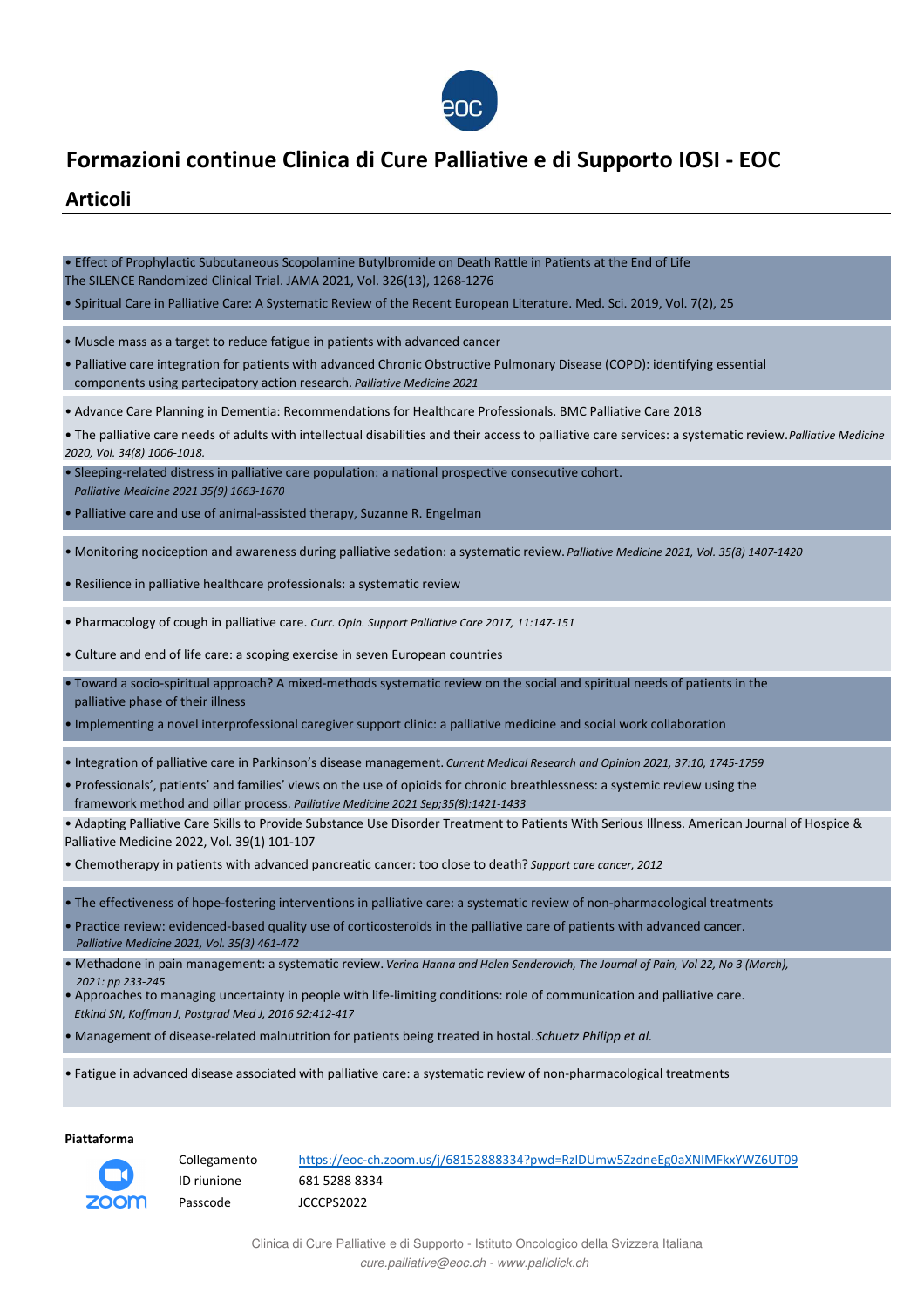# Formazioni continue Clinica di Cure Palliative e di Supporto IOSI - EOC

## Articoli

- Effect of Prophylactic Subcutaneous Scopolamine Butylbromide on Death Rattle in Patients at the End of Life The SILENCE Randomized Clinical Trial. JAMA 2021, Vol. 326(13), 1268-1276
- Spiritual Care in Palliative Care: A Systematic Review of the Recent European Literature. Med. Sci. 2019, Vol. 7(2), 25

- Muscle mass as a target to reduce fatigue in patients with advanced cancer
- Palliative care integration for patients with advanced Chronic Obstructive Pulmonary Disease (COPD): identifying essential components using partecipatory action research. *Palliative Medicine 2021*

- Advance Care Planning in Dementia: Recommendations for Healthcare Professionals. BMC Palliative Care 2018
- The palliative care needs of adults with intellectual disabilities and their access to palliative care services: a systematic review. *Palliative Medicine 2020, Vol. 34(8) 1006-1018.*

- Sleeping-related distress in palliative care population: a national prospective consecutive cohort. *Palliative Medicine 2021 35(9) 1663-1670*
- Palliative care and use of animal-assisted therapy, Suzanne R. Engelman

- Monitoring nociception and awareness during palliative sedation: a systematic review. *Palliative Medicine 2021, Vol. 35(8) 1407-1420*
- Resilience in palliative healthcare professionals: a systematic review

- Pharmacology of cough in palliative care. *Curr. Opin. Support Palliative Care 2017, 11:147-151*
- Culture and end of life care: a scoping exercise in seven European countries

- Toward a socio-spiritual approach? A mixed-methods systematic review on the social and spiritual needs of patients in the palliative phase of their illness
- Implementing a novel interprofessional caregiver support clinic: a palliative medicine and social work collaboration

- Integration of palliative care in Parkinson's disease management. *Current Medical Research and Opinion 2021, 37:10, 1745-1759*
- Professionals', patients' and families' views on the use of opioids for chronic breathlessness: a systemic review using the framework method and pillar process. *Palliative Medicine 2021 Sep;35(8):1421-1433*

- Adapting Palliative Care Skills to Provide Substance Use Disorder Treatment to Patients With Serious Illness. American Journal of Hospice & Palliative Medicine 2022, Vol. 39(1) 101-107
- Chemotherapy in patients with advanced pancreatic cancer: too close to death? *Support care cancer, 2012*

- The effectiveness of hope-fostering interventions in palliative care: a systematic review of non-pharmacological treatments
- Practice review: evidenced-based quality use of corticosteroids in the palliative care of patients with advanced cancer. *Palliative Medicine 2021, Vol. 35(3) 461-472*

- Methadone in pain management: a systematic review. *Verina Hanna and Helen Senderovich, The Journal of Pain, Vol 22, No 3 (March), 2021: pp 233-245*
- Approaches to managing uncertainty in people with life-limiting conditions: role of communication and palliative care. *Etkind SN, Koffman J, Postgrad Med J, 2016 92:412-417*
- Management of disease-related malnutrition for patients being treated in hostal. *Schuetz Philipp et al.*

- Fatigue in advanced disease associated with palliative care: a systematic review of non-pharmacological treatments

**Piattaforma**

zoom

| | |
|---|---|
| Collegamento | https://eoc-ch.zoom.us/j/68152888334?pwd=RzlDUmw5ZzdneEg0aXNIMFkxYWZ6UT09 |
| ID riunione | 681 5288 8334 |
| Passcode | JCCCPS2022 |

Clinica di Cure Palliative e di Supporto - Istituto Oncologico della Svizzera Italiana
*cure.palliative@eoc.ch - www.pallclick.ch*